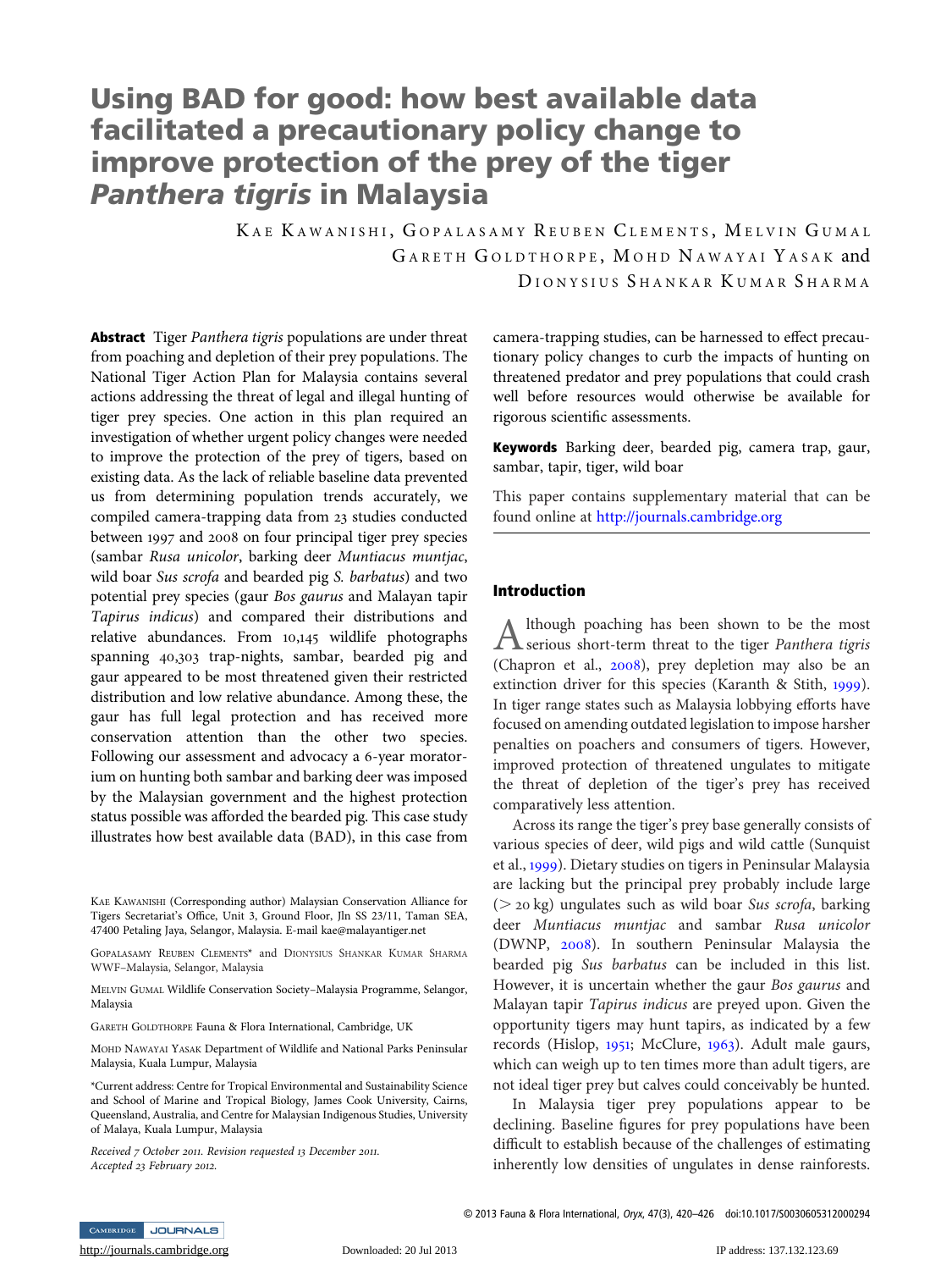# Using BAD for good: how best available data facilitated a precautionary policy change to improve protection of the prey of the tiger *Panthera tigris* in Malaysia

KAE KAWANISHI, GOPALASAMY REUBEN CLEMENTS, MELVIN GUMAL, GARETH GOLDTHORPE, MOHD NAWAYAI YASAK and DIONYSIUS SHANKAR KUMAR SHARMA

**Abstract** Tiger *Panthera tigris* populations are under threat from poaching and depletion of their prey populations. The National Tiger Action Plan for Malaysia contains several actions addressing the threat of legal and illegal hunting of tiger prey species. One action in this plan required an investigation of whether urgent policy changes were needed to improve the protection of the prey of tigers, based on existing data. As the lack of reliable baseline data prevented us from determining population trends accurately, we compiled camera-trapping data from 23 studies conducted between 1997 and 2008 on four principal tiger prey species (sambar *Rusa unicolor*, barking deer *Muntiacus muntjac*, wild boar *Sus scrofa* and bearded pig *S. barbatus*) and two potential prey species (gaur *Bos gaurus* and Malayan tapir *Tapirus indicus*) and compared their distributions and relative abundances. From 10,145 wildlife photographs spanning 40,303 trap-nights, sambar, bearded pig and gaur appeared to be most threatened given their restricted distribution and low relative abundance. Among these, the gaur has full legal protection and has received more conservation attention than the other two species. Following our assessment and advocacy a 6-year moratorium on hunting both sambar and barking deer was imposed by the Malaysian government and the highest protection status possible was afforded the bearded pig. This case study illustrates how best available data (BAD), in this case from camera-trapping studies, can be harnessed to effect precautionary policy changes to curb the impacts of hunting on threatened predator and prey populations that could crash well before resources would otherwise be available for rigorous scientific assessments.

**Keywords** Barking deer, bearded pig, camera trap, gaur, sambar, tapir, tiger, wild boar

This paper contains supplementary material that can be found online at http://journals.cambridge.org

KAE KAWANISHI (Corresponding author) Malaysian Conservation Alliance for Tigers Secretariat's Office, Unit 3, Ground Floor, Jln SS 23/11, Taman SEA, 47400 Petaling Jaya, Selangor, Malaysia. E-mail kae@malayantiger.net

GOPALASAMY REUBEN CLEMENTS* and DIONYSIUS SHANKAR KUMAR SHARMA WWF–Malaysia, Selangor, Malaysia

MELVIN GUMAL Wildlife Conservation Society–Malaysia Programme, Selangor, Malaysia

GARETH GOLDTHORPE Fauna & Flora International, Cambridge, UK

MOHD NAWAYAI YASAK Department of Wildlife and National Parks Peninsular Malaysia, Kuala Lumpur, Malaysia

*Current address: Centre for Tropical Environmental and Sustainability Science and School of Marine and Tropical Biology, James Cook University, Cairns, Queensland, Australia, and Centre for Malaysian Indigenous Studies, University of Malaya, Kuala Lumpur, Malaysia

*Received 7 October 2011. Revision requested 13 December 2011. Accepted 23 February 2012.*

## Introduction

Although poaching has been shown to be the most serious short-term threat to the tiger *Panthera tigris* (Chapron et al., 2008), prey depletion may also be an extinction driver for this species (Karanth & Stith, 1999). In tiger range states such as Malaysia lobbying efforts have focused on amending outdated legislation to impose harsher penalties on poachers and consumers of tigers. However, improved protection of threatened ungulates to mitigate the threat of depletion of the tiger's prey has received comparatively less attention.

Across its range the tiger's prey base generally consists of various species of deer, wild pigs and wild cattle (Sunquist et al., 1999). Dietary studies on tigers in Peninsular Malaysia are lacking but the principal prey probably include large (> 20 kg) ungulates such as wild boar *Sus scrofa*, barking deer *Muntiacus muntjac* and sambar *Rusa unicolor* (DWNP, 2008). In southern Peninsular Malaysia the bearded pig *Sus barbatus* can be included in this list. However, it is uncertain whether the gaur *Bos gaurus* and Malayan tapir *Tapirus indicus* are preyed upon. Given the opportunity tigers may hunt tapirs, as indicated by a few records (Hislop, 1951; McClure, 1963). Adult male gaurs, which can weigh up to ten times more than adult tigers, are not ideal tiger prey but calves could conceivably be hunted.

In Malaysia tiger prey populations appear to be declining. Baseline figures for prey populations have been difficult to establish because of the challenges of estimating inherently low densities of ungulates in dense rainforests.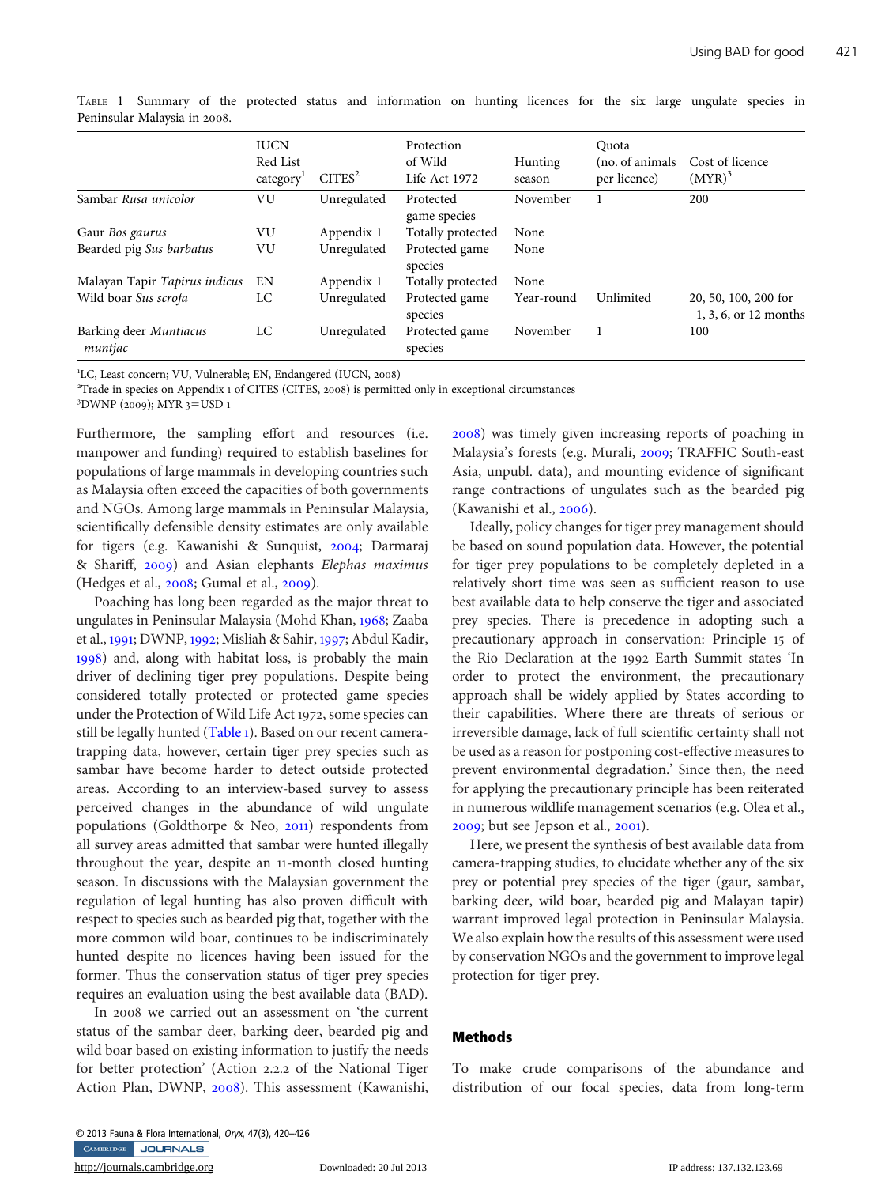Table 1 Summary of the protected status and information on hunting licences for the six large ungulate species in Peninsular Malaysia in 2008.

| | IUCN Red List category[1] | CITES[2] | Protection of Wild Life Act 1972 | Hunting season | Quota (no. of animals per licence) | Cost of licence (MYR)[3] |
|---|---|---|---|---|---|---|
| Sambar *Rusa unicolor* | VU | Unregulated | Protected game species | November | 1 | 200 |
| Gaur *Bos gaurus* | VU | Appendix 1 | Totally protected | None | | |
| Bearded pig *Sus barbatus* | VU | Unregulated | Protected game species | None | | |
| Malayan Tapir *Tapirus indicus* | EN | Appendix 1 | Totally protected | None | | |
| Wild boar *Sus scrofa* | LC | Unregulated | Protected game species | Year-round | Unlimited | 20, 50, 100, 200 for 1, 3, 6, or 12 months |
| Barking deer *Muntiacus muntjac* | LC | Unregulated | Protected game species | November | 1 | 100 |

[1]LC, Least concern; VU, Vulnerable; EN, Endangered (IUCN, 2008)
[2]Trade in species on Appendix 1 of CITES (CITES, 2008) is permitted only in exceptional circumstances
[3]DWNP (2009); MYR 3=USD 1

Furthermore, the sampling effort and resources (i.e. manpower and funding) required to establish baselines for populations of large mammals in developing countries such as Malaysia often exceed the capacities of both governments and NGOs. Among large mammals in Peninsular Malaysia, scientifically defensible density estimates are only available for tigers (e.g. Kawanishi & Sunquist, 2004; Darmaraj & Shariff, 2009) and Asian elephants *Elephas maximus* (Hedges et al., 2008; Gumal et al., 2009).

Poaching has long been regarded as the major threat to ungulates in Peninsular Malaysia (Mohd Khan, 1968; Zaaba et al., 1991; DWNP, 1992; Misliah & Sahir, 1997; Abdul Kadir, 1998) and, along with habitat loss, is probably the main driver of declining tiger prey populations. Despite being considered totally protected or protected game species under the Protection of Wild Life Act 1972, some species can still be legally hunted (Table 1). Based on our recent camera-trapping data, however, certain tiger prey species such as sambar have become harder to detect outside protected areas. According to an interview-based survey to assess perceived changes in the abundance of wild ungulate populations (Goldthorpe & Neo, 2011) respondents from all survey areas admitted that sambar were hunted illegally throughout the year, despite an 11-month closed hunting season. In discussions with the Malaysian government the regulation of legal hunting has also proven difficult with respect to species such as bearded pig that, together with the more common wild boar, continues to be indiscriminately hunted despite no licences having been issued for the former. Thus the conservation status of tiger prey species requires an evaluation using the best available data (BAD).

In 2008 we carried out an assessment on 'the current status of the sambar deer, barking deer, bearded pig and wild boar based on existing information to justify the needs for better protection' (Action 2.2.2 of the National Tiger Action Plan, DWNP, 2008). This assessment (Kawanishi, 2008) was timely given increasing reports of poaching in Malaysia's forests (e.g. Murali, 2009; TRAFFIC South-east Asia, unpubl. data), and mounting evidence of significant range contractions of ungulates such as the bearded pig (Kawanishi et al., 2006).

Ideally, policy changes for tiger prey management should be based on sound population data. However, the potential for tiger prey populations to be completely depleted in a relatively short time was seen as sufficient reason to use best available data to help conserve the tiger and associated prey species. There is precedence in adopting such a precautionary approach in conservation: Principle 15 of the Rio Declaration at the 1992 Earth Summit states 'In order to protect the environment, the precautionary approach shall be widely applied by States according to their capabilities. Where there are threats of serious or irreversible damage, lack of full scientific certainty shall not be used as a reason for postponing cost-effective measures to prevent environmental degradation.' Since then, the need for applying the precautionary principle has been reiterated in numerous wildlife management scenarios (e.g. Olea et al., 2009; but see Jepson et al., 2001).

Here, we present the synthesis of best available data from camera-trapping studies, to elucidate whether any of the six prey or potential prey species of the tiger (gaur, sambar, barking deer, wild boar, bearded pig and Malayan tapir) warrant improved legal protection in Peninsular Malaysia. We also explain how the results of this assessment were used by conservation NGOs and the government to improve legal protection for tiger prey.

## Methods

To make crude comparisons of the abundance and distribution of our focal species, data from long-term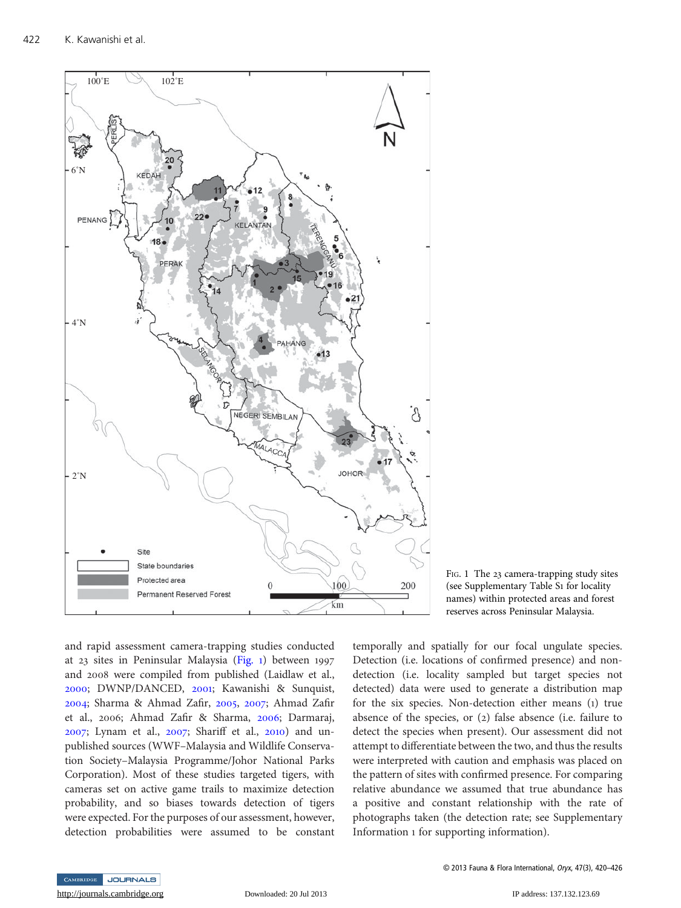FIG. 1 The 23 camera-trapping study sites (see Supplementary Table S1 for locality names) within protected areas and forest reserves across Peninsular Malaysia.

and rapid assessment camera-trapping studies conducted at 23 sites in Peninsular Malaysia (Fig. 1) between 1997 and 2008 were compiled from published (Laidlaw et al., 2000; DWNP/DANCED, 2001; Kawanishi & Sunquist, 2004; Sharma & Ahmad Zafir, 2005, 2007; Ahmad Zafir et al., 2006; Ahmad Zafir & Sharma, 2006; Darmaraj, 2007; Lynam et al., 2007; Shariff et al., 2010) and unpublished sources (WWF–Malaysia and Wildlife Conservation Society–Malaysia Programme/Johor National Parks Corporation). Most of these studies targeted tigers, with cameras set on active game trails to maximize detection probability, and so biases towards detection of tigers were expected. For the purposes of our assessment, however, detection probabilities were assumed to be constant temporally and spatially for our focal ungulate species. Detection (i.e. locations of confirmed presence) and non-detection (i.e. locality sampled but target species not detected) data were used to generate a distribution map for the six species. Non-detection either means (1) true absence of the species, or (2) false absence (i.e. failure to detect the species when present). Our assessment did not attempt to differentiate between the two, and thus the results were interpreted with caution and emphasis was placed on the pattern of sites with confirmed presence. For comparing relative abundance we assumed that true abundance has a positive and constant relationship with the rate of photographs taken (the detection rate; see Supplementary Information 1 for supporting information).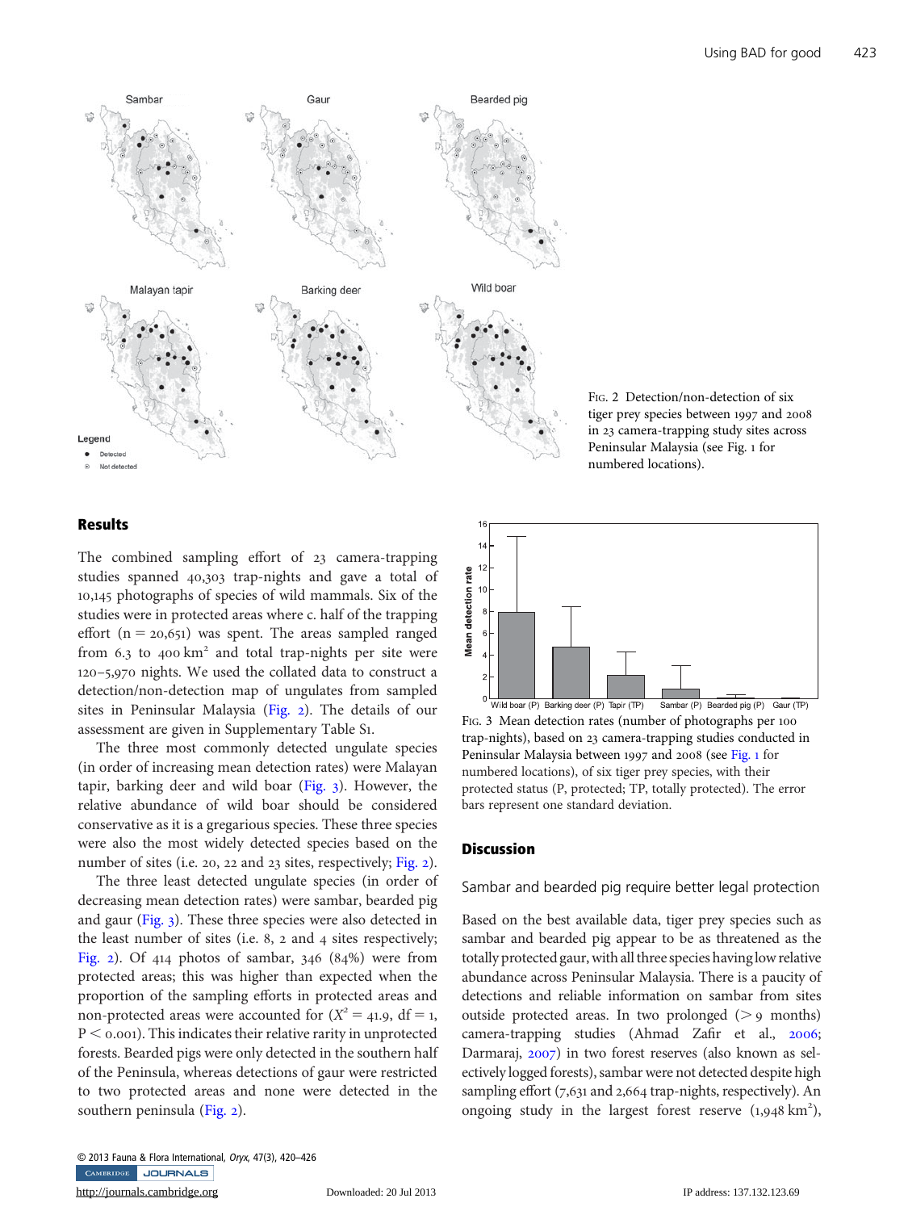Fig. 2 Detection/non-detection of six tiger prey species between 1997 and 2008 in 23 camera-trapping study sites across Peninsular Malaysia (see Fig. 1 for numbered locations).

## Results

The combined sampling effort of 23 camera-trapping studies spanned 40,303 trap-nights and gave a total of 10,145 photographs of species of wild mammals. Six of the studies were in protected areas where c. half of the trapping effort (n = 20,651) was spent. The areas sampled ranged from 6.3 to 400 km$^2$ and total trap-nights per site were 120–5,970 nights. We used the collated data to construct a detection/non-detection map of ungulates from sampled sites in Peninsular Malaysia (Fig. 2). The details of our assessment are given in Supplementary Table S1.

The three most commonly detected ungulate species (in order of increasing mean detection rates) were Malayan tapir, barking deer and wild boar (Fig. 3). However, the relative abundance of wild boar should be considered conservative as it is a gregarious species. These three species were also the most widely detected species based on the number of sites (i.e. 20, 22 and 23 sites, respectively; Fig. 2).

The three least detected ungulate species (in order of decreasing mean detection rates) were sambar, bearded pig and gaur (Fig. 3). These three species were also detected in the least number of sites (i.e. 8, 2 and 4 sites respectively; Fig. 2). Of 414 photos of sambar, 346 (84%) were from protected areas; this was higher than expected when the proportion of the sampling efforts in protected areas and non-protected areas were accounted for ($X^2 = 41.9$, df = 1, $P < 0.001$). This indicates their relative rarity in unprotected forests. Bearded pigs were only detected in the southern half of the Peninsula, whereas detections of gaur were restricted to two protected areas and none were detected in the southern peninsula (Fig. 2).

Fig. 3 Mean detection rates (number of photographs per 100 trap-nights), based on 23 camera-trapping studies conducted in Peninsular Malaysia between 1997 and 2008 (see Fig. 1 for numbered locations), of six tiger prey species, with their protected status (P, protected; TP, totally protected). The error bars represent one standard deviation.

## Discussion

### Sambar and bearded pig require better legal protection

Based on the best available data, tiger prey species such as sambar and bearded pig appear to be as threatened as the totally protected gaur, with all three species having low relative abundance across Peninsular Malaysia. There is a paucity of detections and reliable information on sambar from sites outside protected areas. In two prolonged (> 9 months) camera-trapping studies (Ahmad Zafir et al., 2006; Darmaraj, 2007) in two forest reserves (also known as selectively logged forests), sambar were not detected despite high sampling effort (7,631 and 2,664 trap-nights, respectively). An ongoing study in the largest forest reserve (1,948 km$^2$),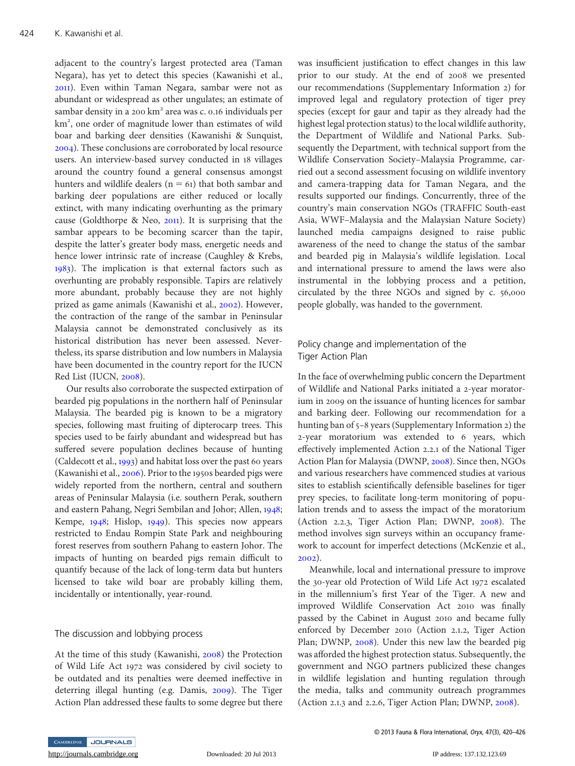adjacent to the country's largest protected area (Taman Negara), has yet to detect this species (Kawanishi et al., 2011). Even within Taman Negara, sambar were not as abundant or widespread as other ungulates; an estimate of sambar density in a 200 km$^2$ area was c. 0.16 individuals per km$^2$, one order of magnitude lower than estimates of wild boar and barking deer densities (Kawanishi & Sunquist, 2004). These conclusions are corroborated by local resource users. An interview-based survey conducted in 18 villages around the country found a general consensus amongst hunters and wildlife dealers ($n = 61$) that both sambar and barking deer populations are either reduced or locally extinct, with many indicating overhunting as the primary cause (Goldthorpe & Neo, 2011). It is surprising that the sambar appears to be becoming scarcer than the tapir, despite the latter's greater body mass, energetic needs and hence lower intrinsic rate of increase (Caughley & Krebs, 1983). The implication is that external factors such as overhunting are probably responsible. Tapirs are relatively more abundant, probably because they are not highly prized as game animals (Kawanishi et al., 2002). However, the contraction of the range of the sambar in Peninsular Malaysia cannot be demonstrated conclusively as its historical distribution has never been assessed. Nevertheless, its sparse distribution and low numbers in Malaysia have been documented in the country report for the IUCN Red List (IUCN, 2008).

Our results also corroborate the suspected extirpation of bearded pig populations in the northern half of Peninsular Malaysia. The bearded pig is known to be a migratory species, following mast fruiting of dipterocarp trees. This species used to be fairly abundant and widespread but has suffered severe population declines because of hunting (Caldecott et al., 1993) and habitat loss over the past 60 years (Kawanishi et al., 2006). Prior to the 1950s bearded pigs were widely reported from the northern, central and southern areas of Peninsular Malaysia (i.e. southern Perak, southern and eastern Pahang, Negri Sembilan and Johor; Allen, 1948; Kempe, 1948; Hislop, 1949). This species now appears restricted to Endau Rompin State Park and neighbouring forest reserves from southern Pahang to eastern Johor. The impacts of hunting on bearded pigs remain difficult to quantify because of the lack of long-term data but hunters licensed to take wild boar are probably killing them, incidentally or intentionally, year-round.

## The discussion and lobbying process

At the time of this study (Kawanishi, 2008) the Protection of Wild Life Act 1972 was considered by civil society to be outdated and its penalties were deemed ineffective in deterring illegal hunting (e.g. Damis, 2009). The Tiger Action Plan addressed these faults to some degree but there was insufficient justification to effect changes in this law prior to our study. At the end of 2008 we presented our recommendations (Supplementary Information 2) for improved legal and regulatory protection of tiger prey species (except for gaur and tapir as they already had the highest legal protection status) to the local wildlife authority, the Department of Wildlife and National Parks. Subsequently the Department, with technical support from the Wildlife Conservation Society–Malaysia Programme, carried out a second assessment focusing on wildlife inventory and camera-trapping data for Taman Negara, and the results supported our findings. Concurrently, three of the country's main conservation NGOs (TRAFFIC South-east Asia, WWF–Malaysia and the Malaysian Nature Society) launched media campaigns designed to raise public awareness of the need to change the status of the sambar and bearded pig in Malaysia's wildlife legislation. Local and international pressure to amend the laws were also instrumental in the lobbying process and a petition, circulated by the three NGOs and signed by c. 56,000 people globally, was handed to the government.

## Policy change and implementation of the Tiger Action Plan

In the face of overwhelming public concern the Department of Wildlife and National Parks initiated a 2-year moratorium in 2009 on the issuance of hunting licences for sambar and barking deer. Following our recommendation for a hunting ban of 5–8 years (Supplementary Information 2) the 2-year moratorium was extended to 6 years, which effectively implemented Action 2.2.1 of the National Tiger Action Plan for Malaysia (DWNP, 2008). Since then, NGOs and various researchers have commenced studies at various sites to establish scientifically defensible baselines for tiger prey species, to facilitate long-term monitoring of population trends and to assess the impact of the moratorium (Action 2.2.3, Tiger Action Plan; DWNP, 2008). The method involves sign surveys within an occupancy framework to account for imperfect detections (McKenzie et al., 2002).

Meanwhile, local and international pressure to improve the 30-year old Protection of Wild Life Act 1972 escalated in the millennium's first Year of the Tiger. A new and improved Wildlife Conservation Act 2010 was finally passed by the Cabinet in August 2010 and became fully enforced by December 2010 (Action 2.1.2, Tiger Action Plan; DWNP, 2008). Under this new law the bearded pig was afforded the highest protection status. Subsequently, the government and NGO partners publicized these changes in wildlife legislation and hunting regulation through the media, talks and community outreach programmes (Action 2.1.3 and 2.2.6, Tiger Action Plan; DWNP, 2008).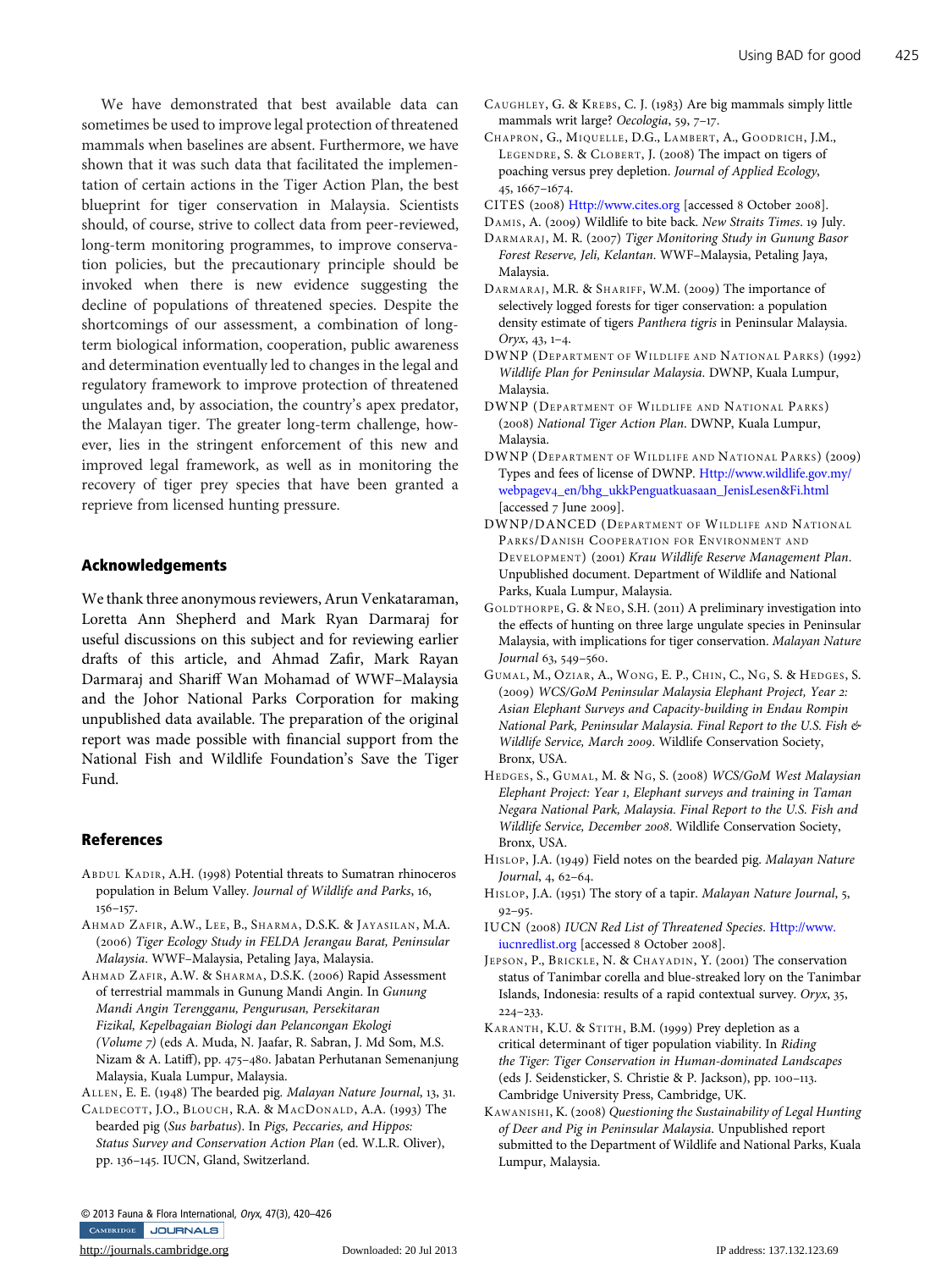We have demonstrated that best available data can sometimes be used to improve legal protection of threatened mammals when baselines are absent. Furthermore, we have shown that it was such data that facilitated the implementation of certain actions in the Tiger Action Plan, the best blueprint for tiger conservation in Malaysia. Scientists should, of course, strive to collect data from peer-reviewed, long-term monitoring programmes, to improve conservation policies, but the precautionary principle should be invoked when there is new evidence suggesting the decline of populations of threatened species. Despite the shortcomings of our assessment, a combination of long-term biological information, cooperation, public awareness and determination eventually led to changes in the legal and regulatory framework to improve protection of threatened ungulates and, by association, the country's apex predator, the Malayan tiger. The greater long-term challenge, however, lies in the stringent enforcement of this new and improved legal framework, as well as in monitoring the recovery of tiger prey species that have been granted a reprieve from licensed hunting pressure.

## Acknowledgements

We thank three anonymous reviewers, Arun Venkataraman, Loretta Ann Shepherd and Mark Ryan Darmaraj for useful discussions on this subject and for reviewing earlier drafts of this article, and Ahmad Zafir, Mark Rayan Darmaraj and Shariff Wan Mohamad of WWF–Malaysia and the Johor National Parks Corporation for making unpublished data available. The preparation of the original report was made possible with financial support from the National Fish and Wildlife Foundation's Save the Tiger Fund.

## References

Abdul Kadir, A.H. (1998) Potential threats to Sumatran rhinoceros population in Belum Valley. *Journal of Wildlife and Parks*, 16, 156–157.

Ahmad Zafir, A.W., Lee, B., Sharma, D.S.K. & Jayasilan, M.A. (2006) *Tiger Ecology Study in FELDA Jerangau Barat, Peninsular Malaysia*. WWF–Malaysia, Petaling Jaya, Malaysia.

Ahmad Zafir, A.W. & Sharma, D.S.K. (2006) Rapid Assessment of terrestrial mammals in Gunung Mandi Angin. In *Gunung Mandi Angin Terengganu, Pengurusan, Persekitaran Fizikal, Kepelbagaian Biologi dan Pelancongan Ekologi (Volume 7)* (eds A. Muda, N. Jaafar, R. Sabran, J. Md Som, M.S. Nizam & A. Latiff), pp. 475–480. Jabatan Perhutanan Semenanjung Malaysia, Kuala Lumpur, Malaysia.

Allen, E. E. (1948) The bearded pig. *Malayan Nature Journal*, 13, 31.

Caldecott, J.O., Blouch, R.A. & MacDonald, A.A. (1993) The bearded pig (*Sus barbatus*). In *Pigs, Peccaries, and Hippos: Status Survey and Conservation Action Plan* (ed. W.L.R. Oliver), pp. 136–145. IUCN, Gland, Switzerland.

Caughley, G. & Krebs, C. J. (1983) Are big mammals simply little mammals writ large? *Oecologia*, 59, 7–17.

Chapron, G., Miquelle, D.G., Lambert, A., Goodrich, J.M., Legendre, S. & Clobert, J. (2008) The impact on tigers of poaching versus prey depletion. *Journal of Applied Ecology*, 45, 1667–1674.

CITES (2008) Http://www.cites.org [accessed 8 October 2008].

Damis, A. (2009) Wildlife to bite back. *New Straits Times*. 19 July.

Darmaraj, M. R. (2007) *Tiger Monitoring Study in Gunung Basor Forest Reserve, Jeli, Kelantan*. WWF–Malaysia, Petaling Jaya, Malaysia.

Darmaraj, M.R. & Shariff, W.M. (2009) The importance of selectively logged forests for tiger conservation: a population density estimate of tigers *Panthera tigris* in Peninsular Malaysia. *Oryx*, 43, 1–4.

DWNP (Department of Wildlife and National Parks) (1992) *Wildlife Plan for Peninsular Malaysia*. DWNP, Kuala Lumpur, Malaysia.

DWNP (Department of Wildlife and National Parks) (2008) *National Tiger Action Plan*. DWNP, Kuala Lumpur, Malaysia.

DWNP (Department of Wildlife and National Parks) (2009) Types and fees of license of DWNP. Http://www.wildlife.gov.my/webpagev4_en/bhg_ukkPenguatkuasaan_JenisLesen&Fi.html [accessed 7 June 2009].

DWNP/DANCED (Department of Wildlife and National Parks/Danish Cooperation for Environment and Development) (2001) *Krau Wildlife Reserve Management Plan*. Unpublished document. Department of Wildlife and National Parks, Kuala Lumpur, Malaysia.

Goldthorpe, G. & Neo, S.H. (2011) A preliminary investigation into the effects of hunting on three large ungulate species in Peninsular Malaysia, with implications for tiger conservation. *Malayan Nature Journal* 63, 549–560.

Gumal, M., Oziar, A., Wong, E. P., Chin, C., Ng, S. & Hedges, S. (2009) *WCS/GoM Peninsular Malaysia Elephant Project, Year 2: Asian Elephant Surveys and Capacity-building in Endau Rompin National Park, Peninsular Malaysia. Final Report to the U.S. Fish & Wildlife Service, March 2009*. Wildlife Conservation Society, Bronx, USA.

Hedges, S., Gumal, M. & Ng, S. (2008) *WCS/GoM West Malaysian Elephant Project: Year 1, Elephant surveys and training in Taman Negara National Park, Malaysia. Final Report to the U.S. Fish and Wildlife Service, December 2008*. Wildlife Conservation Society, Bronx, USA.

Hislop, J.A. (1949) Field notes on the bearded pig. *Malayan Nature Journal*, 4, 62–64.

Hislop, J.A. (1951) The story of a tapir. *Malayan Nature Journal*, 5, 92–95.

IUCN (2008) *IUCN Red List of Threatened Species*. Http://www.iucnredlist.org [accessed 8 October 2008].

Jepson, P., Brickle, N. & Chayadin, Y. (2001) The conservation status of Tanimbar corella and blue-streaked lory on the Tanimbar Islands, Indonesia: results of a rapid contextual survey. *Oryx*, 35, 224–233.

Karanth, K.U. & Stith, B.M. (1999) Prey depletion as a critical determinant of tiger population viability. In *Riding the Tiger: Tiger Conservation in Human-dominated Landscapes* (eds J. Seidensticker, S. Christie & P. Jackson), pp. 100–113. Cambridge University Press, Cambridge, UK.

Kawanishi, K. (2008) *Questioning the Sustainability of Legal Hunting of Deer and Pig in Peninsular Malaysia*. Unpublished report submitted to the Department of Wildlife and National Parks, Kuala Lumpur, Malaysia.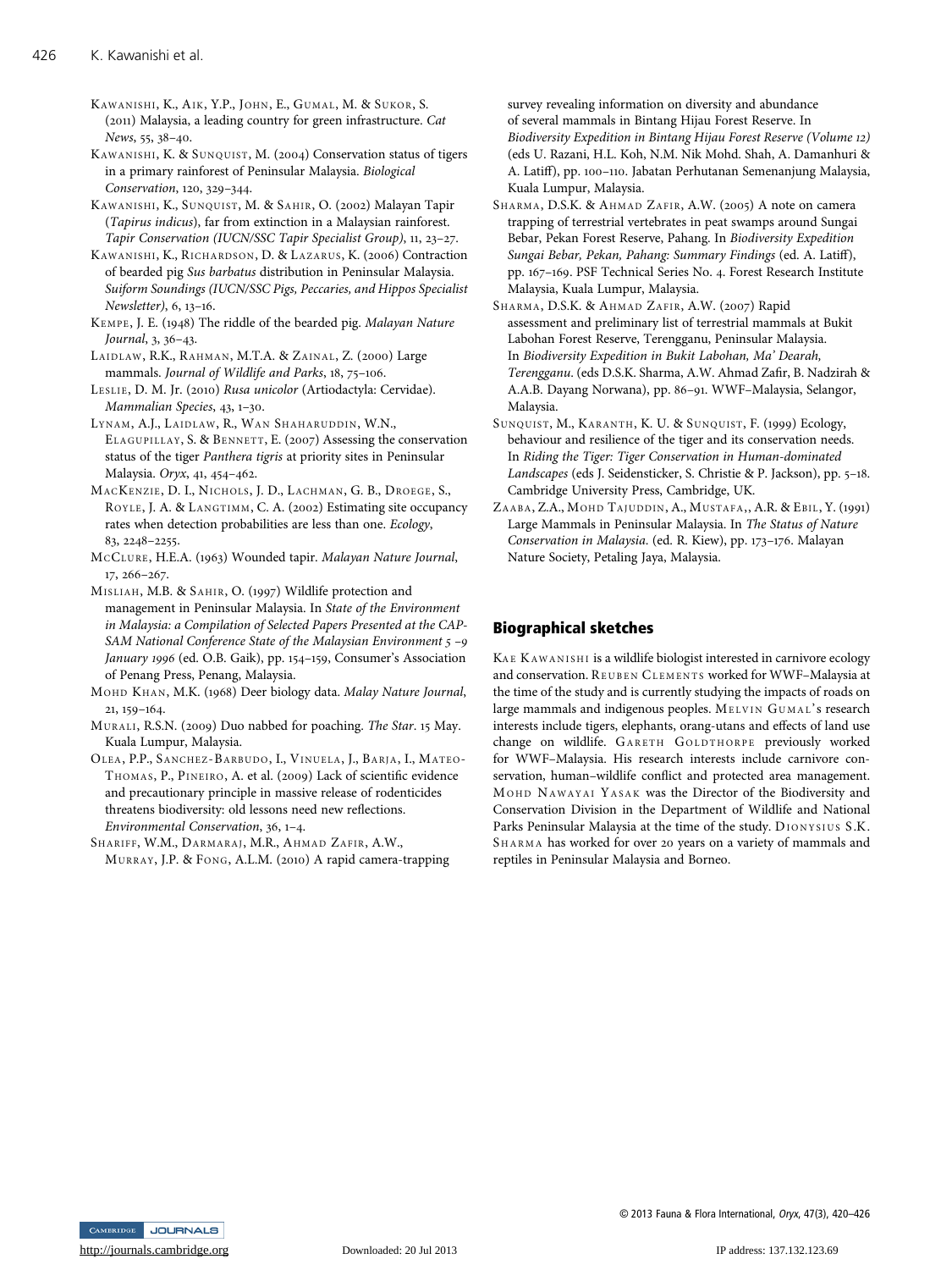Kawanishi, K., Aik, Y.P., John, E., Gumal, M. & Sukor, S. (2011) Malaysia, a leading country for green infrastructure. *Cat News*, 55, 38–40.

Kawanishi, K. & Sunquist, M. (2004) Conservation status of tigers in a primary rainforest of Peninsular Malaysia. *Biological Conservation*, 120, 329–344.

Kawanishi, K., Sunquist, M. & Sahir, O. (2002) Malayan Tapir (*Tapirus indicus*), far from extinction in a Malaysian rainforest. *Tapir Conservation (IUCN/SSC Tapir Specialist Group)*, 11, 23–27.

Kawanishi, K., Richardson, D. & Lazarus, K. (2006) Contraction of bearded pig *Sus barbatus* distribution in Peninsular Malaysia. *Suiform Soundings (IUCN/SSC Pigs, Peccaries, and Hippos Specialist Newsletter)*, 6, 13–16.

Kempe, J. E. (1948) The riddle of the bearded pig. *Malayan Nature Journal*, 3, 36–43.

Laidlaw, R.K., Rahman, M.T.A. & Zainal, Z. (2000) Large mammals. *Journal of Wildlife and Parks*, 18, 75–106.

Leslie, D. M. Jr. (2010) *Rusa unicolor* (Artiodactyla: Cervidae). *Mammalian Species*, 43, 1–30.

Lynam, A.J., Laidlaw, R., Wan Shaharuddin, W.N., Elagupillay, S. & Bennett, E. (2007) Assessing the conservation status of the tiger *Panthera tigris* at priority sites in Peninsular Malaysia. *Oryx*, 41, 454–462.

MacKenzie, D. I., Nichols, J. D., Lachman, G. B., Droege, S., Royle, J. A. & Langtimm, C. A. (2002) Estimating site occupancy rates when detection probabilities are less than one. *Ecology*, 83, 2248–2255.

McClure, H.E.A. (1963) Wounded tapir. *Malayan Nature Journal*, 17, 266–267.

Misliah, M.B. & Sahir, O. (1997) Wildlife protection and management in Peninsular Malaysia. In *State of the Environment in Malaysia: a Compilation of Selected Papers Presented at the CAP-SAM National Conference State of the Malaysian Environment 5 –9 January 1996* (ed. O.B. Gaik), pp. 154–159, Consumer's Association of Penang Press, Penang, Malaysia.

Mohd Khan, M.K. (1968) Deer biology data. *Malay Nature Journal*, 21, 159–164.

Murali, R.S.N. (2009) Duo nabbed for poaching. *The Star*. 15 May. Kuala Lumpur, Malaysia.

Olea, P.P., Sanchez-Barbudo, I., Vinuela, J., Barja, I., Mateo-Thomas, P., Pineiro, A. et al. (2009) Lack of scientific evidence and precautionary principle in massive release of rodenticides threatens biodiversity: old lessons need new reflections. *Environmental Conservation*, 36, 1–4.

Shariff, W.M., Darmaraj, M.R., Ahmad Zafir, A.W., Murray, J.P. & Fong, A.L.M. (2010) A rapid camera-trapping survey revealing information on diversity and abundance of several mammals in Bintang Hijau Forest Reserve. In *Biodiversity Expedition in Bintang Hijau Forest Reserve (Volume 12)* (eds U. Razani, H.L. Koh, N.M. Nik Mohd. Shah, A. Damanhuri & A. Latiff), pp. 100–110. Jabatan Perhutanan Semenanjung Malaysia, Kuala Lumpur, Malaysia.

Sharma, D.S.K. & Ahmad Zafir, A.W. (2005) A note on camera trapping of terrestrial vertebrates in peat swamps around Sungai Bebar, Pekan Forest Reserve, Pahang. In *Biodiversity Expedition Sungai Bebar, Pekan, Pahang: Summary Findings* (ed. A. Latiff), pp. 167–169. PSF Technical Series No. 4. Forest Research Institute Malaysia, Kuala Lumpur, Malaysia.

Sharma, D.S.K. & Ahmad Zafir, A.W. (2007) Rapid assessment and preliminary list of terrestrial mammals at Bukit Labohan Forest Reserve, Terengganu, Peninsular Malaysia. In *Biodiversity Expedition in Bukit Labohan, Ma' Dearah, Terengganu*. (eds D.S.K. Sharma, A.W. Ahmad Zafir, B. Nadzirah & A.A.B. Dayang Norwana), pp. 86–91. WWF–Malaysia, Selangor, Malaysia.

Sunquist, M., Karanth, K. U. & Sunquist, F. (1999) Ecology, behaviour and resilience of the tiger and its conservation needs. In *Riding the Tiger: Tiger Conservation in Human-dominated Landscapes* (eds J. Seidensticker, S. Christie & P. Jackson), pp. 5–18. Cambridge University Press, Cambridge, UK.

Zaaba, Z.A., Mohd Tajuddin, A., Mustafa,, A.R. & Ebil, Y. (1991) Large Mammals in Peninsular Malaysia. In *The Status of Nature Conservation in Malaysia*. (ed. R. Kiew), pp. 173–176. Malayan Nature Society, Petaling Jaya, Malaysia.

## Biographical sketches

Kae Kawanishi is a wildlife biologist interested in carnivore ecology and conservation. Reuben Clements worked for WWF–Malaysia at the time of the study and is currently studying the impacts of roads on large mammals and indigenous peoples. Melvin Gumal's research interests include tigers, elephants, orang-utans and effects of land use change on wildlife. Gareth Goldthorpe previously worked for WWF–Malaysia. His research interests include carnivore conservation, human–wildlife conflict and protected area management. Mohd Nawayai Yasak was the Director of the Biodiversity and Conservation Division in the Department of Wildlife and National Parks Peninsular Malaysia at the time of the study. Dionysius S.K. Sharma has worked for over 20 years on a variety of mammals and reptiles in Peninsular Malaysia and Borneo.